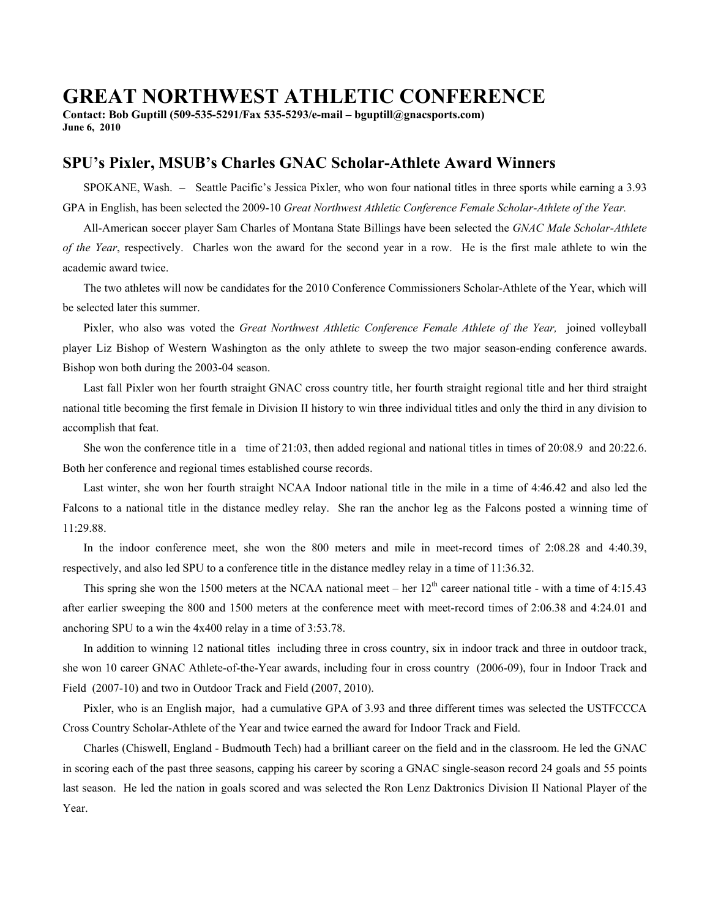# GREAT NORTHWEST ATHLETIC CONFERENCE

**Contact: Bob Guptill (509-535-5291/Fax 535-5293/e-mail – bguptill@gnacsports.com)**
**June 6, 2010**

## SPU's Pixler, MSUB's Charles GNAC Scholar-Athlete Award Winners

SPOKANE, Wash. – Seattle Pacific's Jessica Pixler, who won four national titles in three sports while earning a 3.93 GPA in English, has been selected the 2009-10 *Great Northwest Athletic Conference Female Scholar-Athlete of the Year.*

All-American soccer player Sam Charles of Montana State Billings have been selected the *GNAC Male Scholar-Athlete of the Year*, respectively. Charles won the award for the second year in a row. He is the first male athlete to win the academic award twice.

The two athletes will now be candidates for the 2010 Conference Commissioners Scholar-Athlete of the Year, which will be selected later this summer.

Pixler, who also was voted the *Great Northwest Athletic Conference Female Athlete of the Year,* joined volleyball player Liz Bishop of Western Washington as the only athlete to sweep the two major season-ending conference awards. Bishop won both during the 2003-04 season.

Last fall Pixler won her fourth straight GNAC cross country title, her fourth straight regional title and her third straight national title becoming the first female in Division II history to win three individual titles and only the third in any division to accomplish that feat.

She won the conference title in a time of 21:03, then added regional and national titles in times of 20:08.9 and 20:22.6. Both her conference and regional times established course records.

Last winter, she won her fourth straight NCAA Indoor national title in the mile in a time of 4:46.42 and also led the Falcons to a national title in the distance medley relay. She ran the anchor leg as the Falcons posted a winning time of 11:29.88.

In the indoor conference meet, she won the 800 meters and mile in meet-record times of 2:08.28 and 4:40.39, respectively, and also led SPU to a conference title in the distance medley relay in a time of 11:36.32.

This spring she won the 1500 meters at the NCAA national meet – her 12th career national title - with a time of 4:15.43 after earlier sweeping the 800 and 1500 meters at the conference meet with meet-record times of 2:06.38 and 4:24.01 and anchoring SPU to a win the 4x400 relay in a time of 3:53.78.

In addition to winning 12 national titles including three in cross country, six in indoor track and three in outdoor track, she won 10 career GNAC Athlete-of-the-Year awards, including four in cross country (2006-09), four in Indoor Track and Field (2007-10) and two in Outdoor Track and Field (2007, 2010).

Pixler, who is an English major, had a cumulative GPA of 3.93 and three different times was selected the USTFCCCA Cross Country Scholar-Athlete of the Year and twice earned the award for Indoor Track and Field.

Charles (Chiswell, England - Budmouth Tech) had a brilliant career on the field and in the classroom. He led the GNAC in scoring each of the past three seasons, capping his career by scoring a GNAC single-season record 24 goals and 55 points last season. He led the nation in goals scored and was selected the Ron Lenz Daktronics Division II National Player of the Year.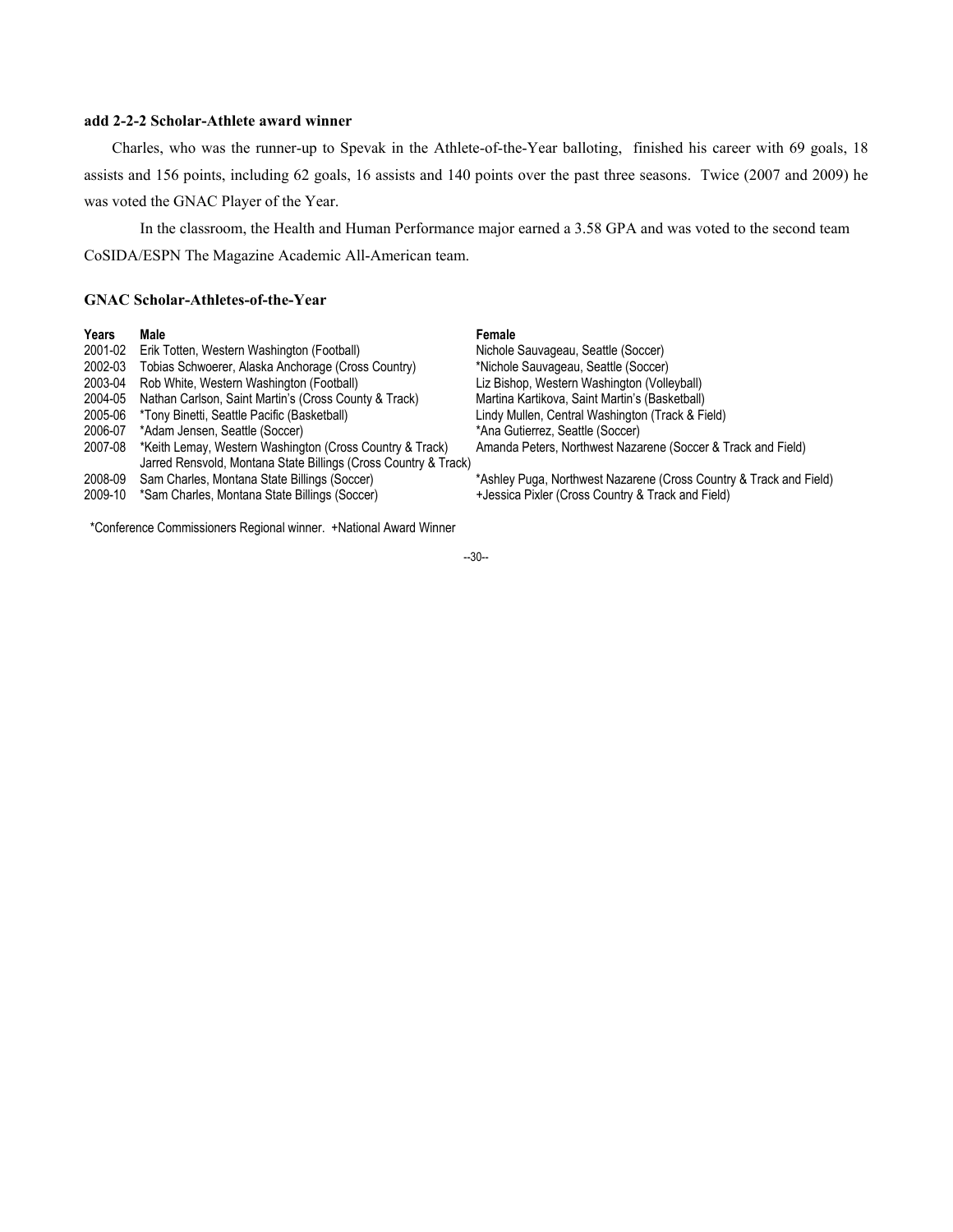**add 2-2-2 Scholar-Athlete award winner**

Charles, who was the runner-up to Spevak in the Athlete-of-the-Year balloting, finished his career with 69 goals, 18 assists and 156 points, including 62 goals, 16 assists and 140 points over the past three seasons. Twice (2007 and 2009) he was voted the GNAC Player of the Year.

In the classroom, the Health and Human Performance major earned a 3.58 GPA and was voted to the second team CoSIDA/ESPN The Magazine Academic All-American team.

**GNAC Scholar-Athletes-of-the-Year**

| Years | Male | Female |
|---|---|---|
| 2001-02 | Erik Totten, Western Washington (Football) | Nichole Sauvageau, Seattle (Soccer) |
| 2002-03 | Tobias Schwoerer, Alaska Anchorage (Cross Country) | *Nichole Sauvageau, Seattle (Soccer) |
| 2003-04 | Rob White, Western Washington (Football) | Liz Bishop, Western Washington (Volleyball) |
| 2004-05 | Nathan Carlson, Saint Martin's (Cross County & Track) | Martina Kartikova, Saint Martin's (Basketball) |
| 2005-06 | *Tony Binetti, Seattle Pacific (Basketball) | Lindy Mullen, Central Washington (Track & Field) |
| 2006-07 | *Adam Jensen, Seattle (Soccer) | *Ana Gutierrez, Seattle (Soccer) |
| 2007-08 | *Keith Lemay, Western Washington (Cross Country & Track)<br>Jarred Rensvold, Montana State Billings (Cross Country & Track) | Amanda Peters, Northwest Nazarene (Soccer & Track and Field) |
| 2008-09 | Sam Charles, Montana State Billings (Soccer) | *Ashley Puga, Northwest Nazarene (Cross Country & Track and Field) |
| 2009-10 | *Sam Charles, Montana State Billings (Soccer) | +Jessica Pixler (Cross Country & Track and Field) |

*Conference Commissioners Regional winner. +National Award Winner

--30--